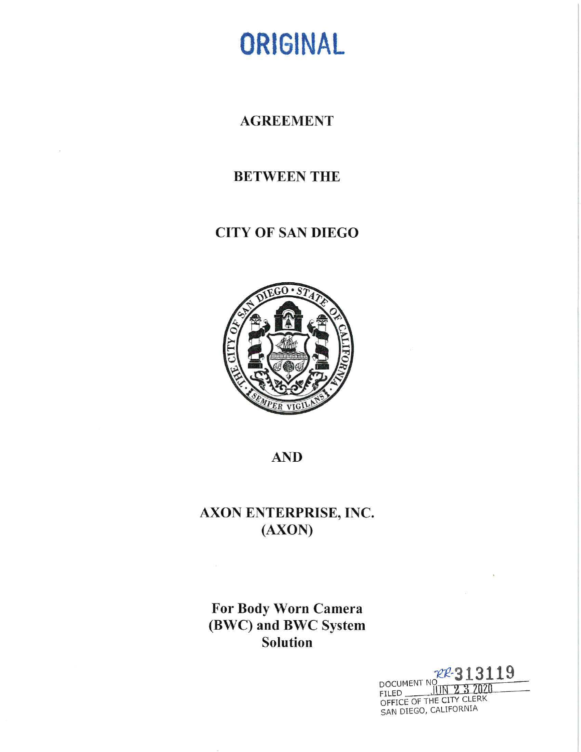# ORIGINAL

## AGREEMENT

## BETWEEN THE

## CITY OF SAN DIEGO

## AND

## AXON ENTERPRISE, INC.
## (AXON)

**For Body Worn Camera (BWC) and BWC System Solution**

DOCUMENT NO RR-313119
FILED JUN 23 2020
OFFICE OF THE CITY CLERK
SAN DIEGO, CALIFORNIA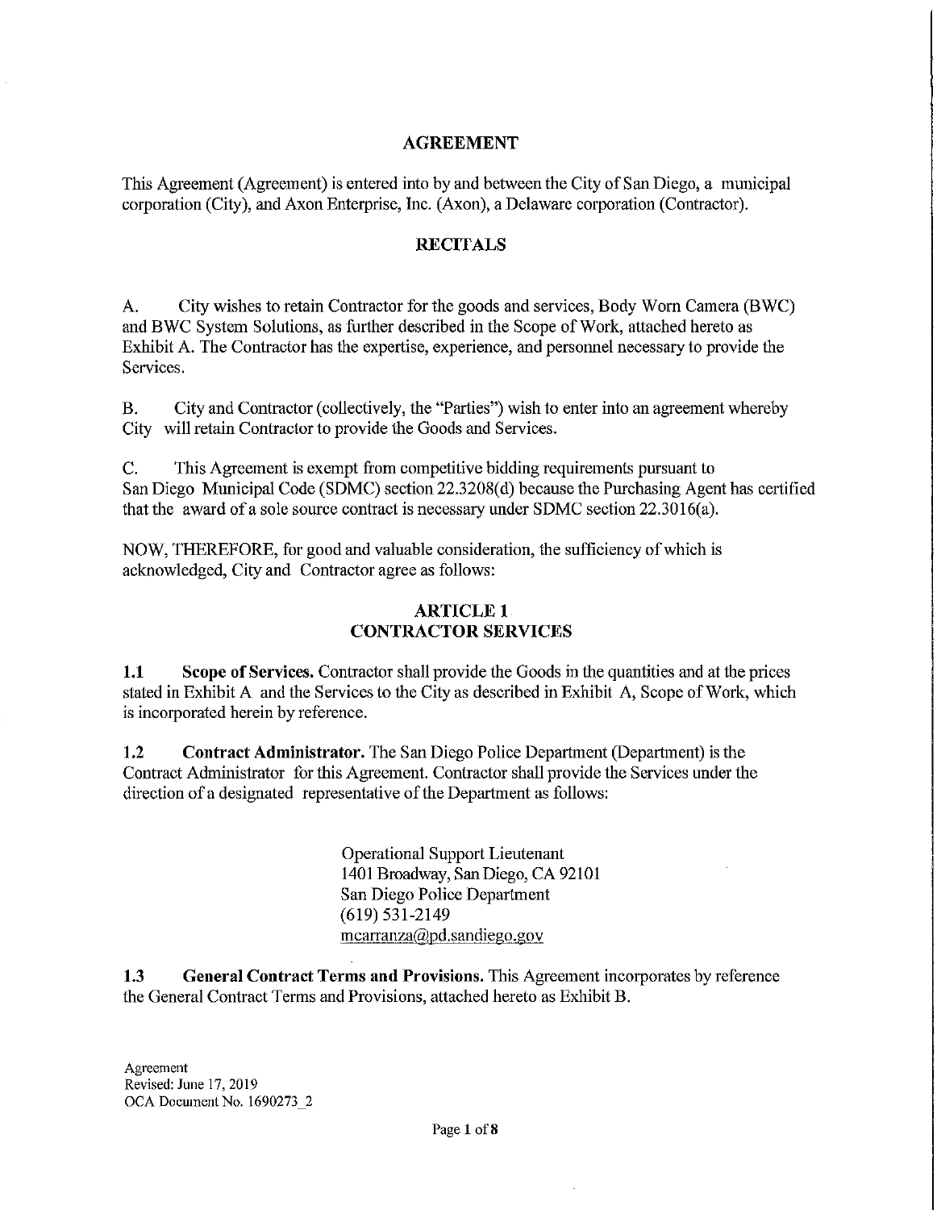# AGREEMENT

This Agreement (Agreement) is entered into by and between the City of San Diego, a municipal corporation (City), and Axon Enterprise, Inc. (Axon), a Delaware corporation (Contractor).

## RECITALS

A. City wishes to retain Contractor for the goods and services, Body Worn Camera (BWC) and BWC System Solutions, as further described in the Scope of Work, attached hereto as Exhibit A. The Contractor has the expertise, experience, and personnel necessary to provide the Services.

B. City and Contractor (collectively, the "Parties") wish to enter into an agreement whereby City will retain Contractor to provide the Goods and Services.

C. This Agreement is exempt from competitive bidding requirements pursuant to San Diego Municipal Code (SDMC) section 22.3208(d) because the Purchasing Agent has certified that the award of a sole source contract is necessary under SDMC section 22.3016(a).

NOW, THEREFORE, for good and valuable consideration, the sufficiency of which is acknowledged, City and Contractor agree as follows:

## ARTICLE 1
## CONTRACTOR SERVICES

**1.1 Scope of Services.** Contractor shall provide the Goods in the quantities and at the prices stated in Exhibit A and the Services to the City as described in Exhibit A, Scope of Work, which is incorporated herein by reference.

**1.2 Contract Administrator.** The San Diego Police Department (Department) is the Contract Administrator for this Agreement. Contractor shall provide the Services under the direction of a designated representative of the Department as follows:

Operational Support Lieutenant
1401 Broadway, San Diego, CA 92101
San Diego Police Department
(619) 531-2149
mcarranza@pd.sandiego.gov

**1.3 General Contract Terms and Provisions.** This Agreement incorporates by reference the General Contract Terms and Provisions, attached hereto as Exhibit B.

Agreement
Revised: June 17, 2019
OCA Document No. 1690273_2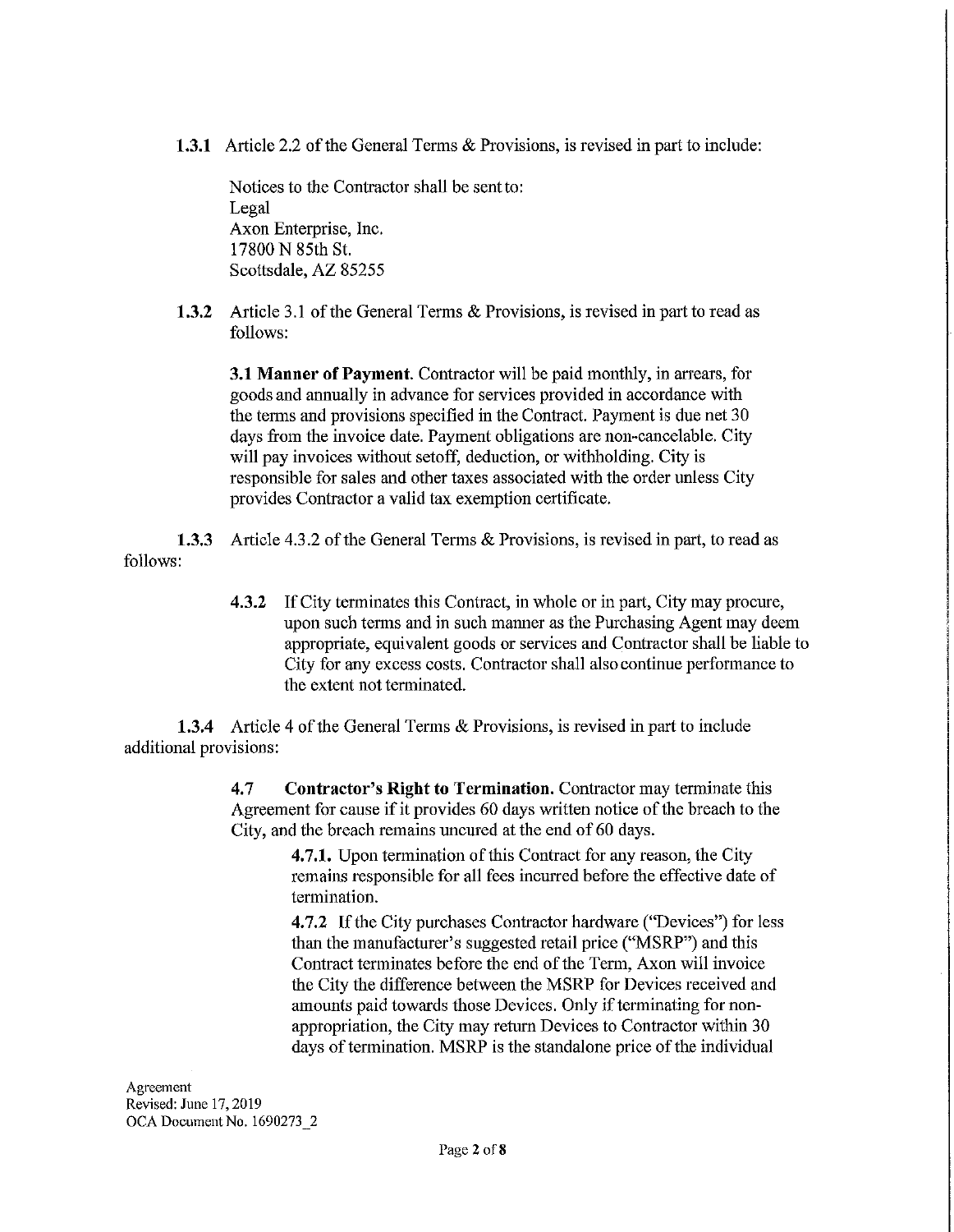**1.3.1** Article 2.2 of the General Terms & Provisions, is revised in part to include:

Notices to the Contractor shall be sent to:
Legal
Axon Enterprise, Inc.
17800 N 85th St.
Scottsdale, AZ 85255

**1.3.2** Article 3.1 of the General Terms & Provisions, is revised in part to read as follows:

**3.1 Manner of Payment.** Contractor will be paid monthly, in arrears, for goods and annually in advance for services provided in accordance with the terms and provisions specified in the Contract. Payment is due net 30 days from the invoice date. Payment obligations are non-cancelable. City will pay invoices without setoff, deduction, or withholding. City is responsible for sales and other taxes associated with the order unless City provides Contractor a valid tax exemption certificate.

**1.3.3** Article 4.3.2 of the General Terms & Provisions, is revised in part, to read as follows:

**4.3.2** If City terminates this Contract, in whole or in part, City may procure, upon such terms and in such manner as the Purchasing Agent may deem appropriate, equivalent goods or services and Contractor shall be liable to City for any excess costs. Contractor shall also continue performance to the extent not terminated.

**1.3.4** Article 4 of the General Terms & Provisions, is revised in part to include additional provisions:

**4.7 Contractor's Right to Termination.** Contractor may terminate this Agreement for cause if it provides 60 days written notice of the breach to the City, and the breach remains uncured at the end of 60 days.

**4.7.1.** Upon termination of this Contract for any reason, the City remains responsible for all fees incurred before the effective date of termination.

**4.7.2** If the City purchases Contractor hardware ("Devices") for less than the manufacturer's suggested retail price ("MSRP") and this Contract terminates before the end of the Term, Axon will invoice the City the difference between the MSRP for Devices received and amounts paid towards those Devices. Only if terminating for non-appropriation, the City may return Devices to Contractor within 30 days of termination. MSRP is the standalone price of the individual

Agreement
Revised: June 17, 2019
OCA Document No. 1690273_2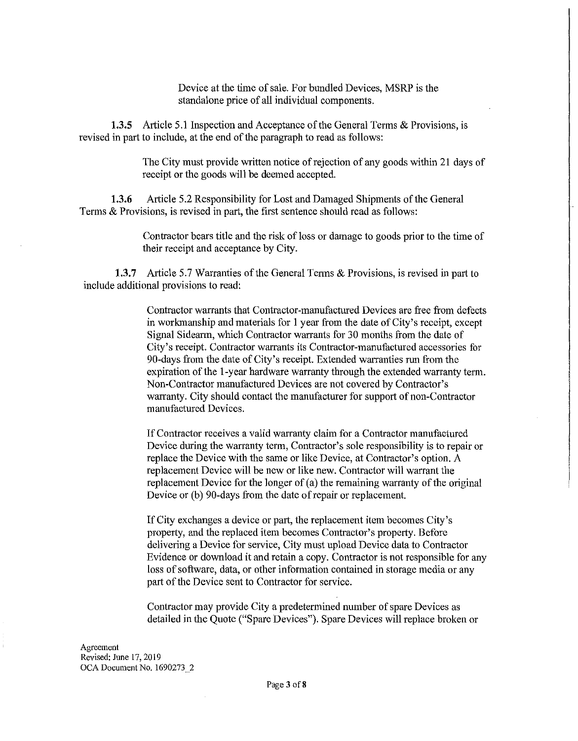Device at the time of sale. For bundled Devices, MSRP is the standalone price of all individual components.

**1.3.5** Article 5.1 Inspection and Acceptance of the General Terms & Provisions, is revised in part to include, at the end of the paragraph to read as follows:

> The City must provide written notice of rejection of any goods within 21 days of receipt or the goods will be deemed accepted.

**1.3.6** Article 5.2 Responsibility for Lost and Damaged Shipments of the General Terms & Provisions, is revised in part, the first sentence should read as follows:

> Contractor bears title and the risk of loss or damage to goods prior to the time of their receipt and acceptance by City.

**1.3.7** Article 5.7 Warranties of the General Terms & Provisions, is revised in part to include additional provisions to read:

> Contractor warrants that Contractor-manufactured Devices are free from defects in workmanship and materials for 1 year from the date of City's receipt, except Signal Sidearm, which Contractor warrants for 30 months from the date of City's receipt. Contractor warrants its Contractor-manufactured accessories for 90-days from the date of City's receipt. Extended warranties run from the expiration of the 1-year hardware warranty through the extended warranty term. Non-Contractor manufactured Devices are not covered by Contractor's warranty. City should contact the manufacturer for support of non-Contractor manufactured Devices.
>
> If Contractor receives a valid warranty claim for a Contractor manufactured Device during the warranty term, Contractor's sole responsibility is to repair or replace the Device with the same or like Device, at Contractor's option. A replacement Device will be new or like new. Contractor will warrant the replacement Device for the longer of (a) the remaining warranty of the original Device or (b) 90-days from the date of repair or replacement.
>
> If City exchanges a device or part, the replacement item becomes City's property, and the replaced item becomes Contractor's property. Before delivering a Device for service, City must upload Device data to Contractor Evidence or download it and retain a copy. Contractor is not responsible for any loss of software, data, or other information contained in storage media or any part of the Device sent to Contractor for service.
>
> Contractor may provide City a predetermined number of spare Devices as detailed in the Quote ("Spare Devices"). Spare Devices will replace broken or

Agreement
Revised: June 17, 2019
OCA Document No. 1690273_2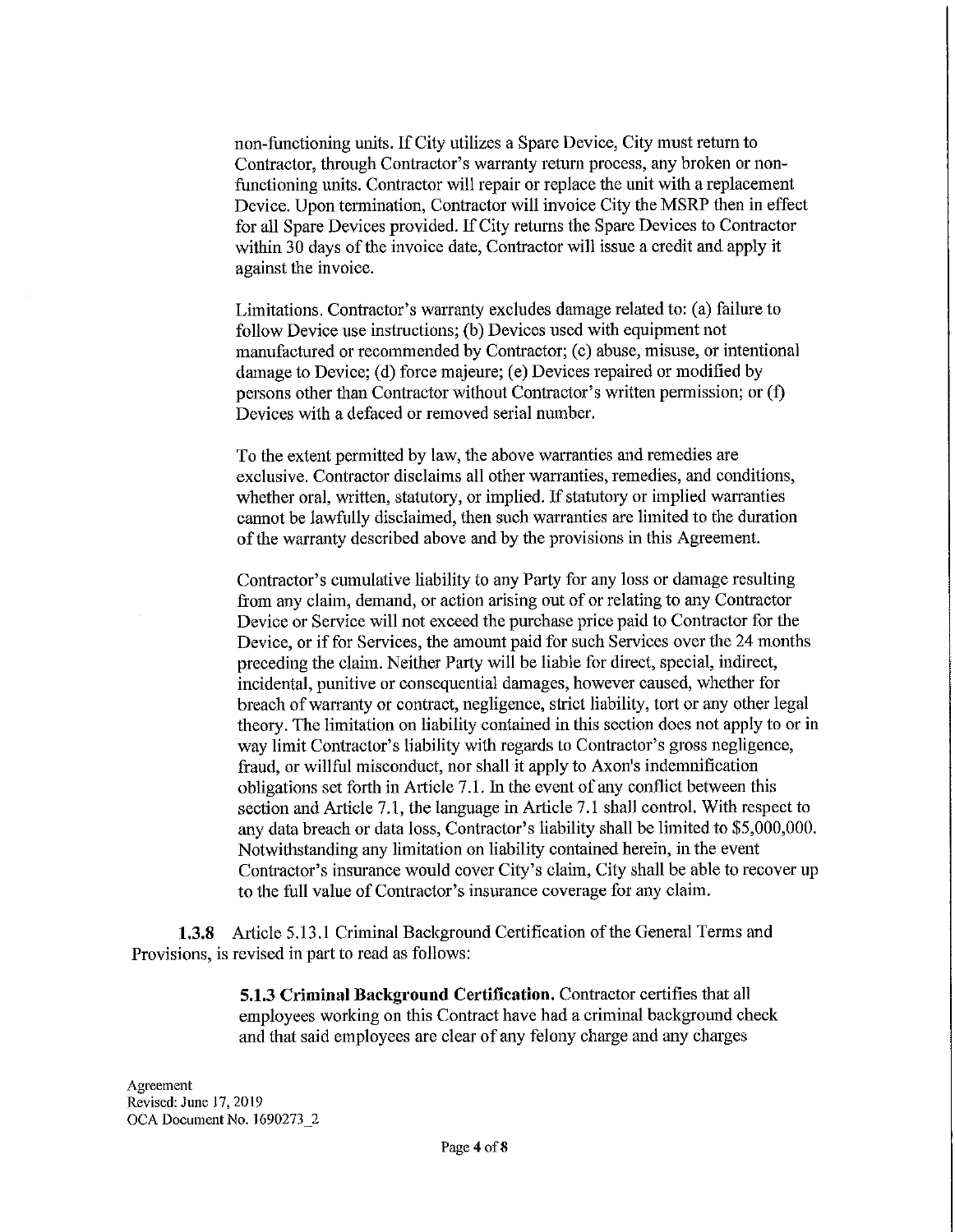non-functioning units. If City utilizes a Spare Device, City must return to Contractor, through Contractor's warranty return process, any broken or non-functioning units. Contractor will repair or replace the unit with a replacement Device. Upon termination, Contractor will invoice City the MSRP then in effect for all Spare Devices provided. If City returns the Spare Devices to Contractor within 30 days of the invoice date, Contractor will issue a credit and apply it against the invoice.

Limitations. Contractor's warranty excludes damage related to: (a) failure to follow Device use instructions; (b) Devices used with equipment not manufactured or recommended by Contractor; (c) abuse, misuse, or intentional damage to Device; (d) force majeure; (e) Devices repaired or modified by persons other than Contractor without Contractor's written permission; or (f) Devices with a defaced or removed serial number.

To the extent permitted by law, the above warranties and remedies are exclusive. Contractor disclaims all other warranties, remedies, and conditions, whether oral, written, statutory, or implied. If statutory or implied warranties cannot be lawfully disclaimed, then such warranties are limited to the duration of the warranty described above and by the provisions in this Agreement.

Contractor's cumulative liability to any Party for any loss or damage resulting from any claim, demand, or action arising out of or relating to any Contractor Device or Service will not exceed the purchase price paid to Contractor for the Device, or if for Services, the amount paid for such Services over the 24 months preceding the claim. Neither Party will be liable for direct, special, indirect, incidental, punitive or consequential damages, however caused, whether for breach of warranty or contract, negligence, strict liability, tort or any other legal theory. The limitation on liability contained in this section does not apply to or in way limit Contractor's liability with regards to Contractor's gross negligence, fraud, or willful misconduct, nor shall it apply to Axon's indemnification obligations set forth in Article 7.1. In the event of any conflict between this section and Article 7.1, the language in Article 7.1 shall control. With respect to any data breach or data loss, Contractor's liability shall be limited to $5,000,000. Notwithstanding any limitation on liability contained herein, in the event Contractor's insurance would cover City's claim, City shall be able to recover up to the full value of Contractor's insurance coverage for any claim.

**1.3.8** Article 5.13.1 Criminal Background Certification of the General Terms and Provisions, is revised in part to read as follows:

**5.1.3 Criminal Background Certification.** Contractor certifies that all employees working on this Contract have had a criminal background check and that said employees are clear of any felony charge and any charges

Agreement
Revised: June 17, 2019
OCA Document No. 1690273_2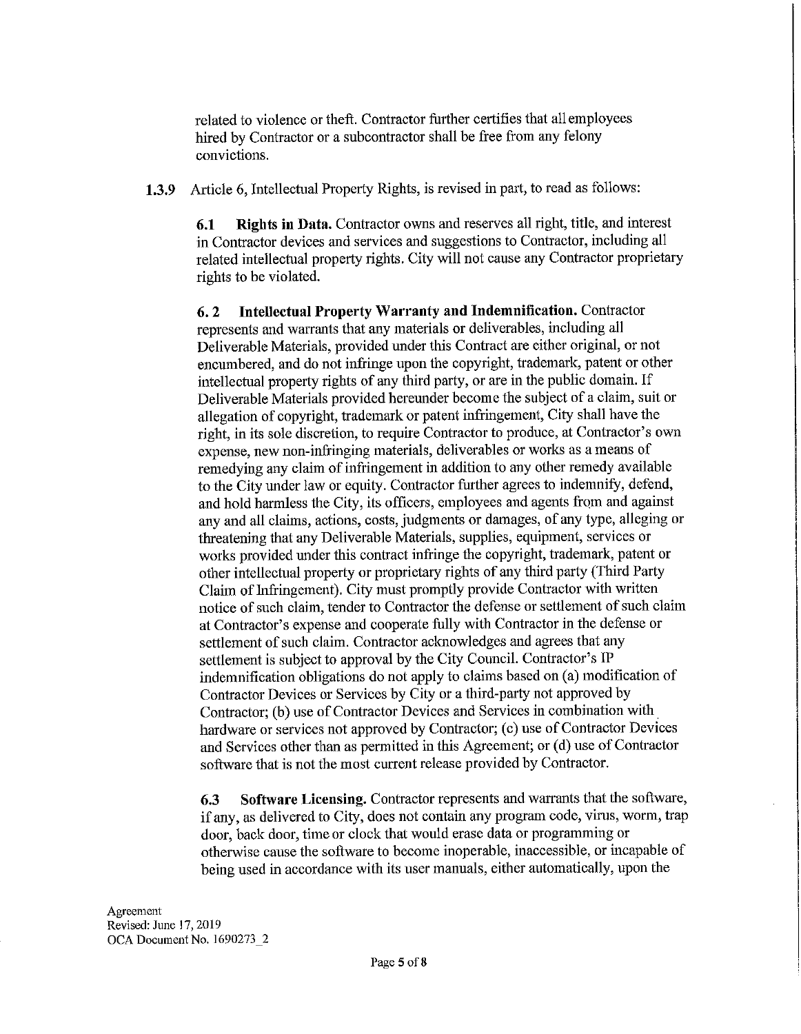related to violence or theft. Contractor further certifies that all employees hired by Contractor or a subcontractor shall be free from any felony convictions.

**1.3.9** Article 6, Intellectual Property Rights, is revised in part, to read as follows:

**6.1 Rights in Data.** Contractor owns and reserves all right, title, and interest in Contractor devices and services and suggestions to Contractor, including all related intellectual property rights. City will not cause any Contractor proprietary rights to be violated.

**6. 2 Intellectual Property Warranty and Indemnification.** Contractor represents and warrants that any materials or deliverables, including all Deliverable Materials, provided under this Contract are either original, or not encumbered, and do not infringe upon the copyright, trademark, patent or other intellectual property rights of any third party, or are in the public domain. If Deliverable Materials provided hereunder become the subject of a claim, suit or allegation of copyright, trademark or patent infringement, City shall have the right, in its sole discretion, to require Contractor to produce, at Contractor's own expense, new non-infringing materials, deliverables or works as a means of remedying any claim of infringement in addition to any other remedy available to the City under law or equity. Contractor further agrees to indemnify, defend, and hold harmless the City, its officers, employees and agents from and against any and all claims, actions, costs, judgments or damages, of any type, alleging or threatening that any Deliverable Materials, supplies, equipment, services or works provided under this contract infringe the copyright, trademark, patent or other intellectual property or proprietary rights of any third party (Third Party Claim of Infringement). City must promptly provide Contractor with written notice of such claim, tender to Contractor the defense or settlement of such claim at Contractor's expense and cooperate fully with Contractor in the defense or settlement of such claim. Contractor acknowledges and agrees that any settlement is subject to approval by the City Council. Contractor's IP indemnification obligations do not apply to claims based on (a) modification of Contractor Devices or Services by City or a third-party not approved by Contractor; (b) use of Contractor Devices and Services in combination with hardware or services not approved by Contractor; (c) use of Contractor Devices and Services other than as permitted in this Agreement; or (d) use of Contractor software that is not the most current release provided by Contractor.

**6.3 Software Licensing.** Contractor represents and warrants that the software, if any, as delivered to City, does not contain any program code, virus, worm, trap door, back door, time or clock that would erase data or programming or otherwise cause the software to become inoperable, inaccessible, or incapable of being used in accordance with its user manuals, either automatically, upon the

Agreement
Revised: June 17, 2019
OCA Document No. 1690273_2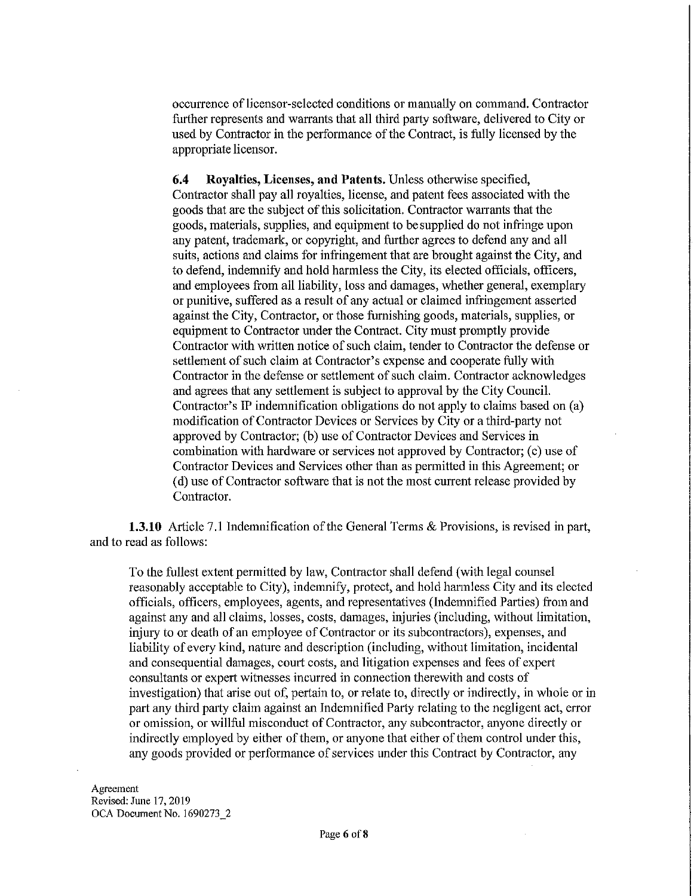occurrence of licensor-selected conditions or manually on command. Contractor further represents and warrants that all third party software, delivered to City or used by Contractor in the performance of the Contract, is fully licensed by the appropriate licensor.

**6.4 Royalties, Licenses, and Patents.** Unless otherwise specified, Contractor shall pay all royalties, license, and patent fees associated with the goods that are the subject of this solicitation. Contractor warrants that the goods, materials, supplies, and equipment to besupplied do not infringe upon any patent, trademark, or copyright, and further agrees to defend any and all suits, actions and claims for infringement that are brought against the City, and to defend, indemnify and hold harmless the City, its elected officials, officers, and employees from all liability, loss and damages, whether general, exemplary or punitive, suffered as a result of any actual or claimed infringement asserted against the City, Contractor, or those furnishing goods, materials, supplies, or equipment to Contractor under the Contract. City must promptly provide Contractor with written notice of such claim, tender to Contractor the defense or settlement of such claim at Contractor's expense and cooperate fully with Contractor in the defense or settlement of such claim. Contractor acknowledges and agrees that any settlement is subject to approval by the City Council. Contractor's IP indemnification obligations do not apply to claims based on (a) modification of Contractor Devices or Services by City or a third-party not approved by Contractor; (b) use of Contractor Devices and Services in combination with hardware or services not approved by Contractor; (c) use of Contractor Devices and Services other than as permitted in this Agreement; or (d) use of Contractor software that is not the most current release provided by Contractor.

**1.3.10** Article 7.1 Indemnification of the General Terms & Provisions, is revised in part, and to read as follows:

To the fullest extent permitted by law, Contractor shall defend (with legal counsel reasonably acceptable to City), indemnify, protect, and hold harmless City and its elected officials, officers, employees, agents, and representatives (Indemnified Parties) from and against any and all claims, losses, costs, damages, injuries (including, without limitation, injury to or death of an employee of Contractor or its subcontractors), expenses, and liability of every kind, nature and description (including, without limitation, incidental and consequential damages, court costs, and litigation expenses and fees of expert consultants or expert witnesses incurred in connection therewith and costs of investigation) that arise out of, pertain to, or relate to, directly or indirectly, in whole or in part any third party claim against an Indemnified Party relating to the negligent act, error or omission, or willful misconduct of Contractor, any subcontractor, anyone directly or indirectly employed by either of them, or anyone that either of them control under this, any goods provided or performance of services under this Contract by Contractor, any

Agreement
Revised: June 17, 2019
OCA Document No. 1690273_2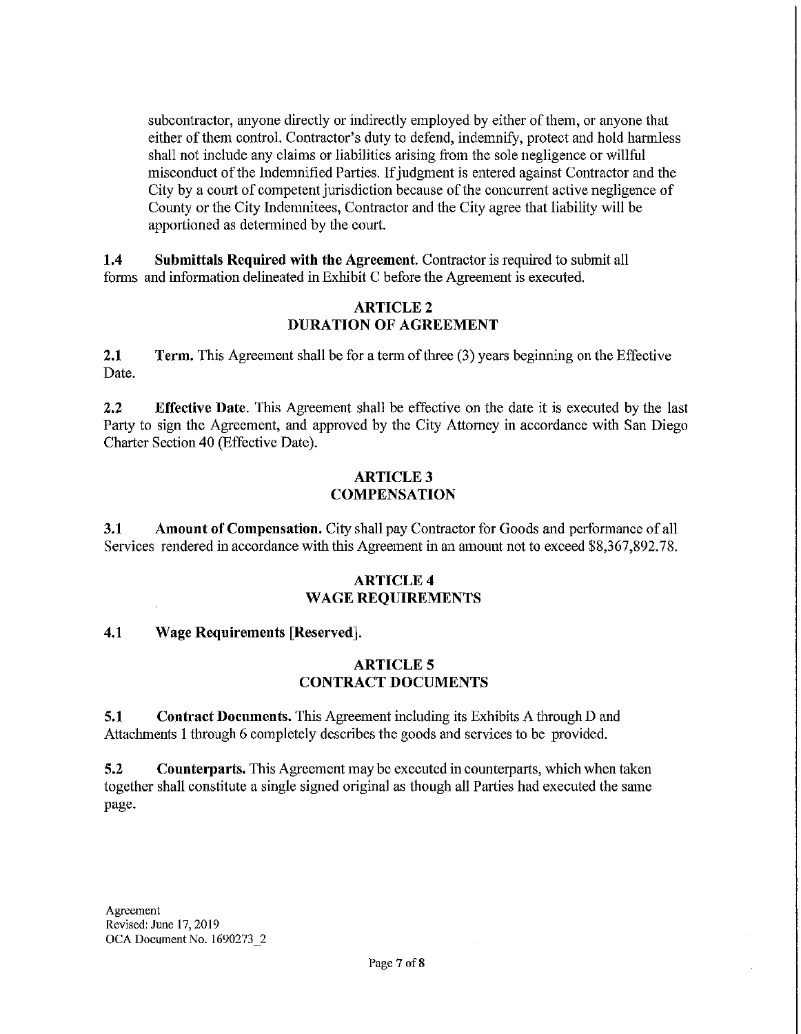subcontractor, anyone directly or indirectly employed by either of them, or anyone that either of them control. Contractor's duty to defend, indemnify, protect and hold harmless shall not include any claims or liabilities arising from the sole negligence or willful misconduct of the Indemnified Parties. If judgment is entered against Contractor and the City by a court of competent jurisdiction because of the concurrent active negligence of County or the City Indemnitees, Contractor and the City agree that liability will be apportioned as determined by the court.

**1.4 Submittals Required with the Agreement.** Contractor is required to submit all forms and information delineated in Exhibit C before the Agreement is executed.

## ARTICLE 2
## DURATION OF AGREEMENT

**2.1 Term.** This Agreement shall be for a term of three (3) years beginning on the Effective Date.

**2.2 Effective Date.** This Agreement shall be effective on the date it is executed by the last Party to sign the Agreement, and approved by the City Attorney in accordance with San Diego Charter Section 40 (Effective Date).

## ARTICLE 3
## COMPENSATION

**3.1 Amount of Compensation.** City shall pay Contractor for Goods and performance of all Services rendered in accordance with this Agreement in an amount not to exceed $8,367,892.78.

## ARTICLE 4
## WAGE REQUIREMENTS

**4.1 Wage Requirements [Reserved].**

## ARTICLE 5
## CONTRACT DOCUMENTS

**5.1 Contract Documents.** This Agreement including its Exhibits A through D and Attachments 1 through 6 completely describes the goods and services to be provided.

**5.2 Counterparts.** This Agreement may be executed in counterparts, which when taken together shall constitute a single signed original as though all Parties had executed the same page.

Agreement
Revised: June 17, 2019
OCA Document No. 1690273_2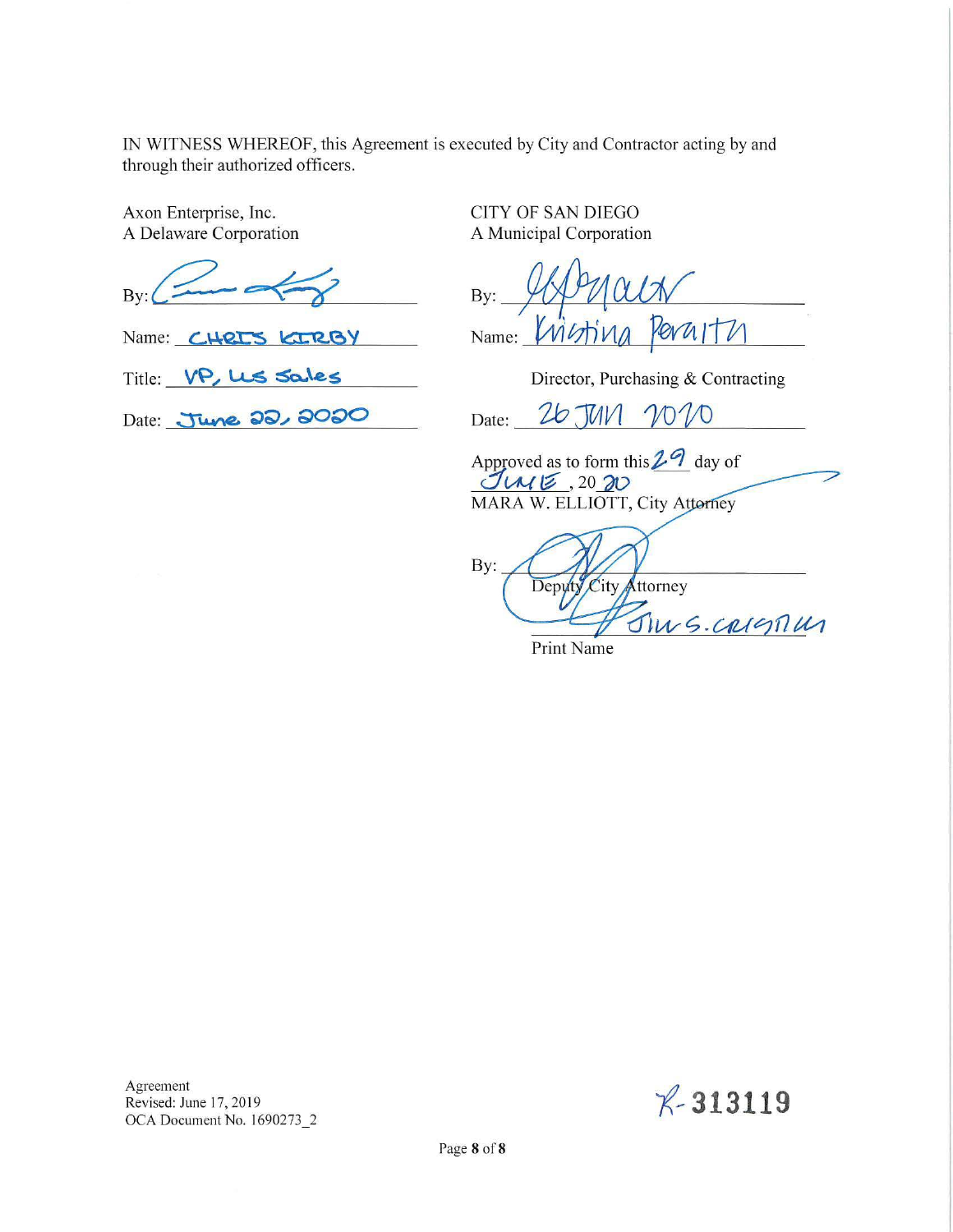IN WITNESS WHEREOF, this Agreement is executed by City and Contractor acting by and through their authorized officers.

| Axon Enterprise, Inc.<br>A Delaware Corporation | CITY OF SAN DIEGO<br>A Municipal Corporation |
|---|---|
| By: ________________ | By: ________________ |
| Name: CHRIS KIRBY | Name: Kristina Peralta |
| Title: VP, US Sales | Director, Purchasing & Contracting |
| Date: June 22, 2020 | Date: 26 JUN 2020 |

Approved as to form this 29 day of JUNE, 20 20
MARA W. ELLIOTT, City Attorney

By: ________________
Deputy City Attorney

JIM S. CRISTMAN
Print Name

Agreement
Revised: June 17, 2019
OCA Document No. 1690273_2

R-313119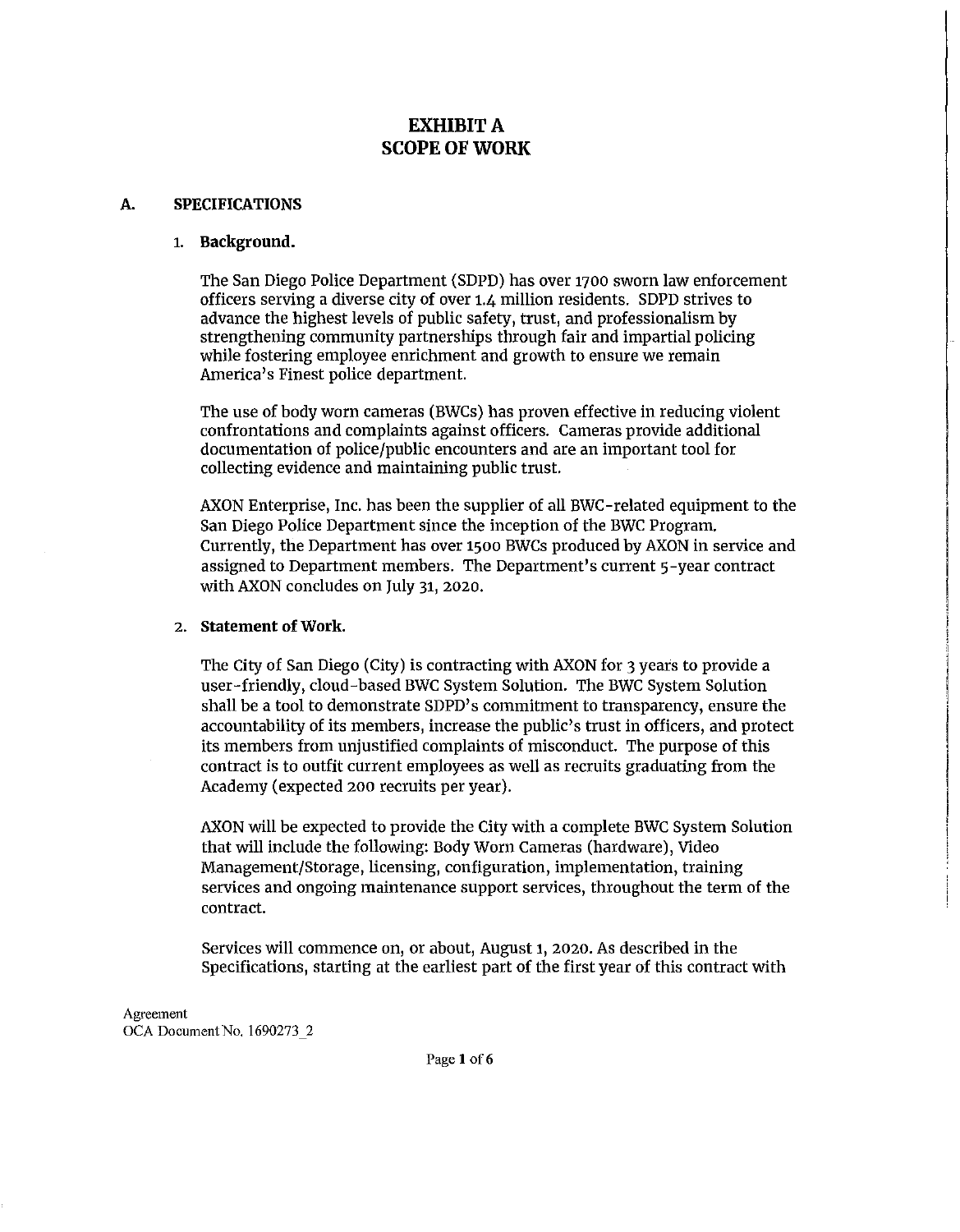# EXHIBIT A
# SCOPE OF WORK

## A. SPECIFICATIONS

### 1. Background.

The San Diego Police Department (SDPD) has over 1700 sworn law enforcement officers serving a diverse city of over 1.4 million residents. SDPD strives to advance the highest levels of public safety, trust, and professionalism by strengthening community partnerships through fair and impartial policing while fostering employee enrichment and growth to ensure we remain America's Finest police department.

The use of body worn cameras (BWCs) has proven effective in reducing violent confrontations and complaints against officers. Cameras provide additional documentation of police/public encounters and are an important tool for collecting evidence and maintaining public trust.

AXON Enterprise, Inc. has been the supplier of all BWC-related equipment to the San Diego Police Department since the inception of the BWC Program. Currently, the Department has over 1500 BWCs produced by AXON in service and assigned to Department members. The Department's current 5-year contract with AXON concludes on July 31, 2020.

### 2. Statement of Work.

The City of San Diego (City) is contracting with AXON for 3 years to provide a user-friendly, cloud-based BWC System Solution. The BWC System Solution shall be a tool to demonstrate SDPD's commitment to transparency, ensure the accountability of its members, increase the public's trust in officers, and protect its members from unjustified complaints of misconduct. The purpose of this contract is to outfit current employees as well as recruits graduating from the Academy (expected 200 recruits per year).

AXON will be expected to provide the City with a complete BWC System Solution that will include the following: Body Worn Cameras (hardware), Video Management/Storage, licensing, configuration, implementation, training services and ongoing maintenance support services, throughout the term of the contract.

Services will commence on, or about, August 1, 2020. As described in the Specifications, starting at the earliest part of the first year of this contract with

Agreement
OCA Document No. 1690273_2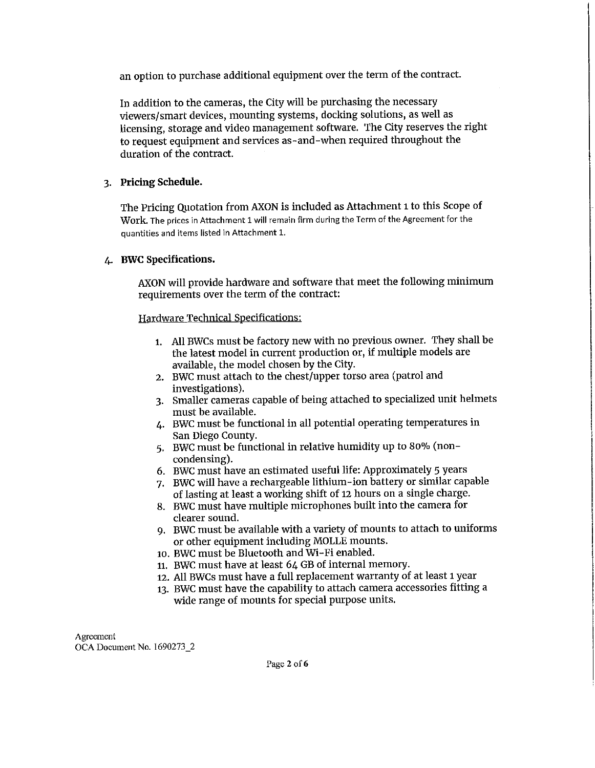an option to purchase additional equipment over the term of the contract.

In addition to the cameras, the City will be purchasing the necessary viewers/smart devices, mounting systems, docking solutions, as well as licensing, storage and video management software. The City reserves the right to request equipment and services as-and-when required throughout the duration of the contract.

3. **Pricing Schedule.**

   The Pricing Quotation from AXON is included as Attachment 1 to this Scope of Work. The prices in Attachment 1 will remain firm during the Term of the Agreement for the quantities and items listed in Attachment 1.

4. **BWC Specifications.**

   AXON will provide hardware and software that meet the following minimum requirements over the term of the contract:

   Hardware Technical Specifications:

   1. All BWCs must be factory new with no previous owner. They shall be the latest model in current production or, if multiple models are available, the model chosen by the City.
   2. BWC must attach to the chest/upper torso area (patrol and investigations).
   3. Smaller cameras capable of being attached to specialized unit helmets must be available.
   4. BWC must be functional in all potential operating temperatures in San Diego County.
   5. BWC must be functional in relative humidity up to 80% (non-condensing).
   6. BWC must have an estimated useful life: Approximately 5 years
   7. BWC will have a rechargeable lithium-ion battery or similar capable of lasting at least a working shift of 12 hours on a single charge.
   8. BWC must have multiple microphones built into the camera for clearer sound.
   9. BWC must be available with a variety of mounts to attach to uniforms or other equipment including MOLLE mounts.
   10. BWC must be Bluetooth and Wi-Fi enabled.
   11. BWC must have at least 64 GB of internal memory.
   12. All BWCs must have a full replacement warranty of at least 1 year
   13. BWC must have the capability to attach camera accessories fitting a wide range of mounts for special purpose units.

Agreement
OCA Document No. 1690273_2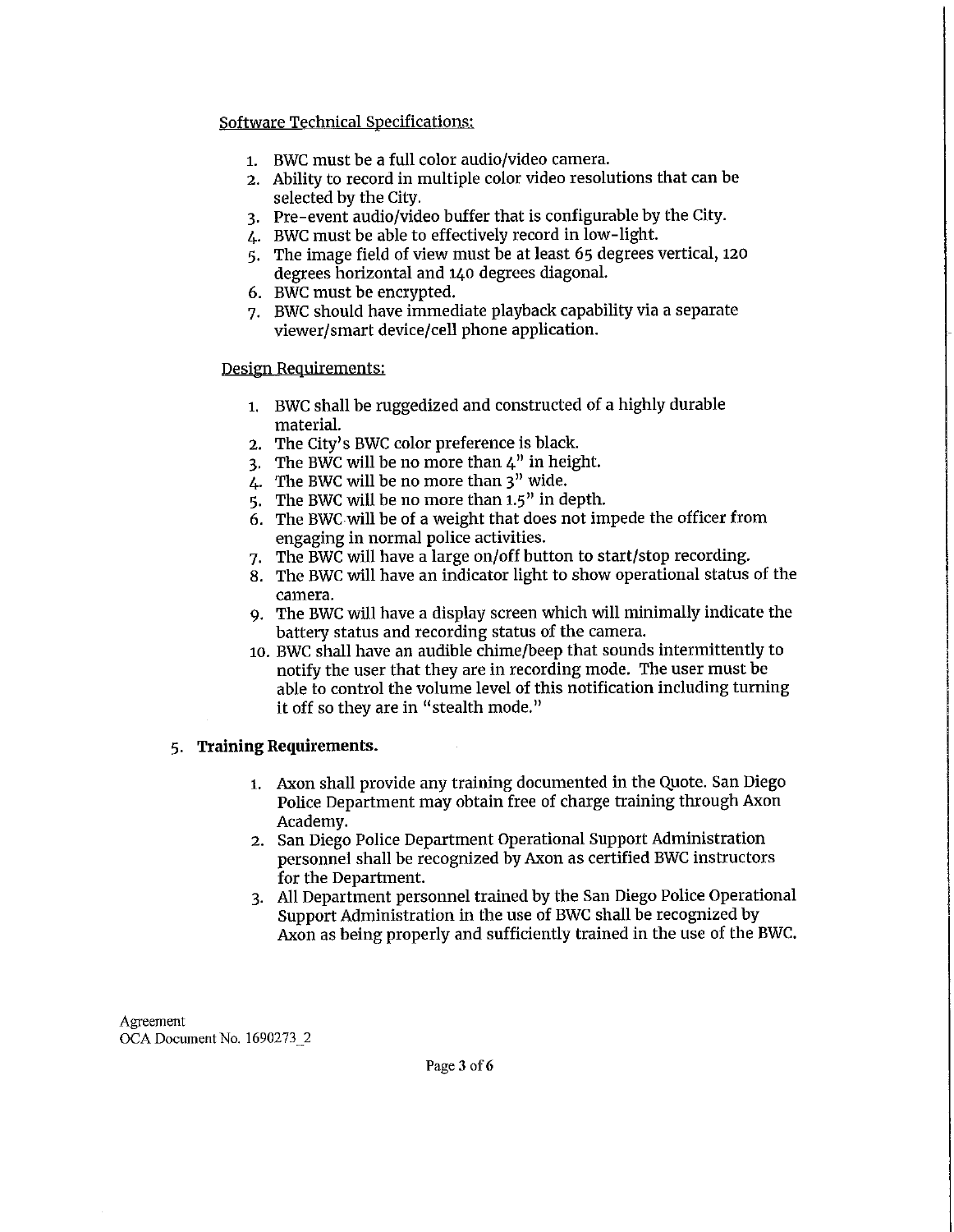Software Technical Specifications:

1. BWC must be a full color audio/video camera.
2. Ability to record in multiple color video resolutions that can be selected by the City.
3. Pre-event audio/video buffer that is configurable by the City.
4. BWC must be able to effectively record in low-light.
5. The image field of view must be at least 65 degrees vertical, 120 degrees horizontal and 140 degrees diagonal.
6. BWC must be encrypted.
7. BWC should have immediate playback capability via a separate viewer/smart device/cell phone application.

Design Requirements:

1. BWC shall be ruggedized and constructed of a highly durable material.
2. The City's BWC color preference is black.
3. The BWC will be no more than 4" in height.
4. The BWC will be no more than 3" wide.
5. The BWC will be no more than 1.5" in depth.
6. The BWC will be of a weight that does not impede the officer from engaging in normal police activities.
7. The BWC will have a large on/off button to start/stop recording.
8. The BWC will have an indicator light to show operational status of the camera.
9. The BWC will have a display screen which will minimally indicate the battery status and recording status of the camera.
10. BWC shall have an audible chime/beep that sounds intermittently to notify the user that they are in recording mode. The user must be able to control the volume level of this notification including turning it off so they are in "stealth mode."

5. **Training Requirements.**

1. Axon shall provide any training documented in the Quote. San Diego Police Department may obtain free of charge training through Axon Academy.
2. San Diego Police Department Operational Support Administration personnel shall be recognized by Axon as certified BWC instructors for the Department.
3. All Department personnel trained by the San Diego Police Operational Support Administration in the use of BWC shall be recognized by Axon as being properly and sufficiently trained in the use of the BWC.

Agreement
OCA Document No. 1690273_2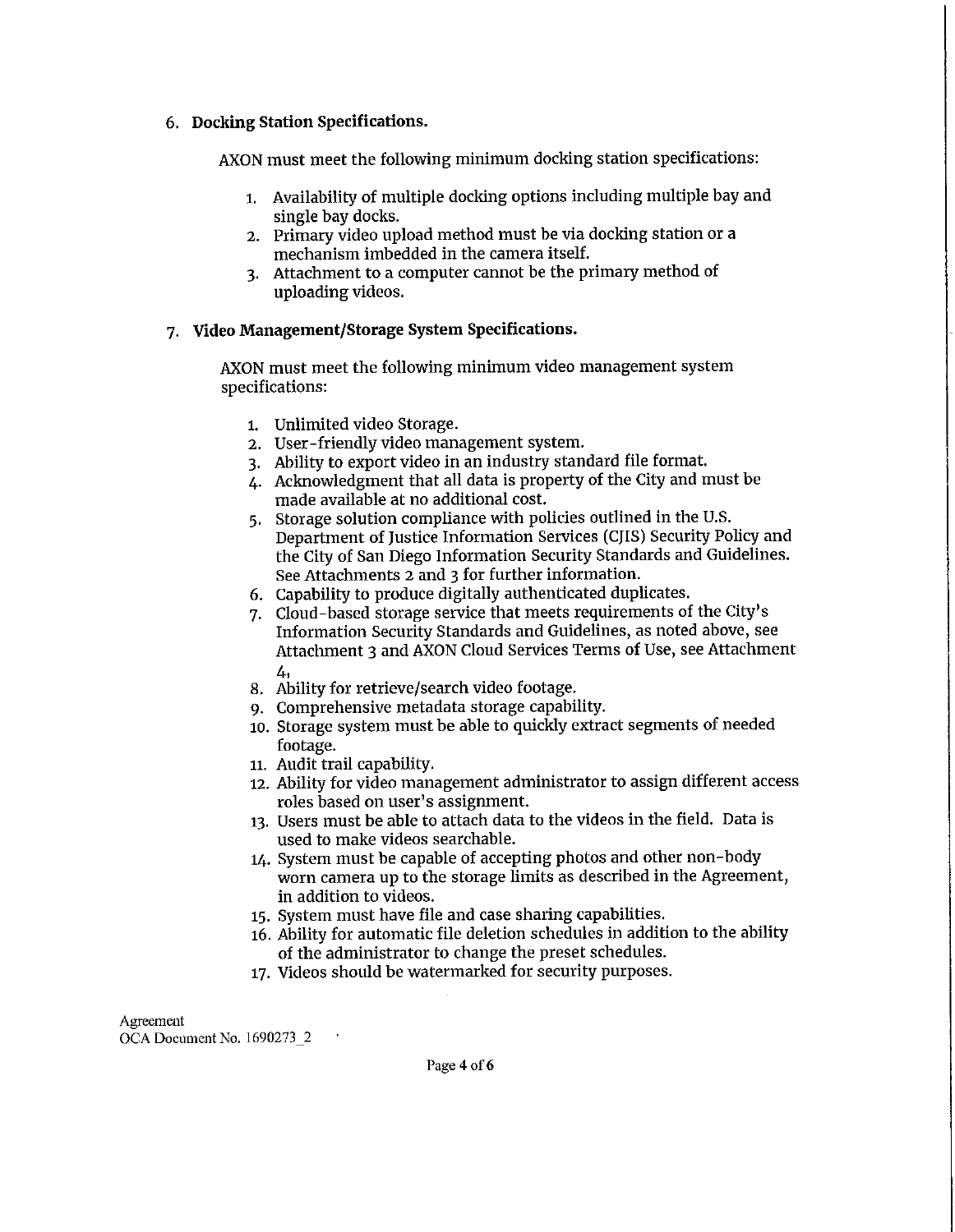6. **Docking Station Specifications.**

   AXON must meet the following minimum docking station specifications:

   1. Availability of multiple docking options including multiple bay and single bay docks.
   2. Primary video upload method must be via docking station or a mechanism imbedded in the camera itself.
   3. Attachment to a computer cannot be the primary method of uploading videos.

7. **Video Management/Storage System Specifications.**

   AXON must meet the following minimum video management system specifications:

   1. Unlimited video Storage.
   2. User-friendly video management system.
   3. Ability to export video in an industry standard file format.
   4. Acknowledgment that all data is property of the City and must be made available at no additional cost.
   5. Storage solution compliance with policies outlined in the U.S. Department of Justice Information Services (CJIS) Security Policy and the City of San Diego Information Security Standards and Guidelines. See Attachments 2 and 3 for further information.
   6. Capability to produce digitally authenticated duplicates.
   7. Cloud-based storage service that meets requirements of the City's Information Security Standards and Guidelines, as noted above, see Attachment 3 and AXON Cloud Services Terms of Use, see Attachment 4,
   8. Ability for retrieve/search video footage.
   9. Comprehensive metadata storage capability.
   10. Storage system must be able to quickly extract segments of needed footage.
   11. Audit trail capability.
   12. Ability for video management administrator to assign different access roles based on user's assignment.
   13. Users must be able to attach data to the videos in the field. Data is used to make videos searchable.
   14. System must be capable of accepting photos and other non-body worn camera up to the storage limits as described in the Agreement, in addition to videos.
   15. System must have file and case sharing capabilities.
   16. Ability for automatic file deletion schedules in addition to the ability of the administrator to change the preset schedules.
   17. Videos should be watermarked for security purposes.

Agreement
OCA Document No. 1690273_2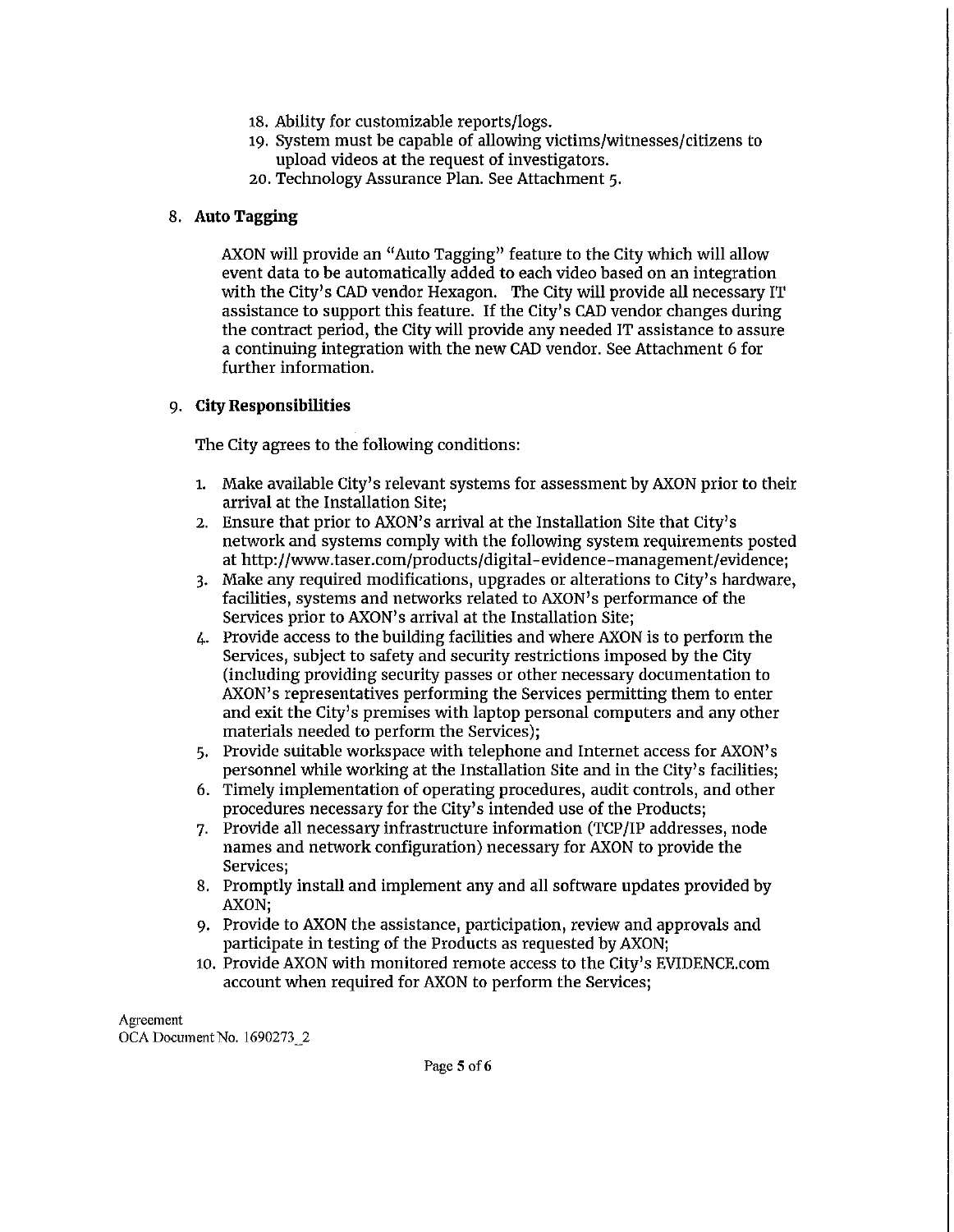18. Ability for customizable reports/logs.
19. System must be capable of allowing victims/witnesses/citizens to upload videos at the request of investigators.
20. Technology Assurance Plan. See Attachment 5.

8. **Auto Tagging**

   AXON will provide an "Auto Tagging" feature to the City which will allow event data to be automatically added to each video based on an integration with the City's CAD vendor Hexagon. The City will provide all necessary IT assistance to support this feature. If the City's CAD vendor changes during the contract period, the City will provide any needed IT assistance to assure a continuing integration with the new CAD vendor. See Attachment 6 for further information.

9. **City Responsibilities**

   The City agrees to the following conditions:

   1. Make available City's relevant systems for assessment by AXON prior to their arrival at the Installation Site;
   2. Ensure that prior to AXON's arrival at the Installation Site that City's network and systems comply with the following system requirements posted at http://www.taser.com/products/digital-evidence-management/evidence;
   3. Make any required modifications, upgrades or alterations to City's hardware, facilities, systems and networks related to AXON's performance of the Services prior to AXON's arrival at the Installation Site;
   4. Provide access to the building facilities and where AXON is to perform the Services, subject to safety and security restrictions imposed by the City (including providing security passes or other necessary documentation to AXON's representatives performing the Services permitting them to enter and exit the City's premises with laptop personal computers and any other materials needed to perform the Services);
   5. Provide suitable workspace with telephone and Internet access for AXON's personnel while working at the Installation Site and in the City's facilities;
   6. Timely implementation of operating procedures, audit controls, and other procedures necessary for the City's intended use of the Products;
   7. Provide all necessary infrastructure information (TCP/IP addresses, node names and network configuration) necessary for AXON to provide the Services;
   8. Promptly install and implement any and all software updates provided by AXON;
   9. Provide to AXON the assistance, participation, review and approvals and participate in testing of the Products as requested by AXON;
   10. Provide AXON with monitored remote access to the City's EVIDENCE.com account when required for AXON to perform the Services;

Agreement
OCA Document No. 1690273_2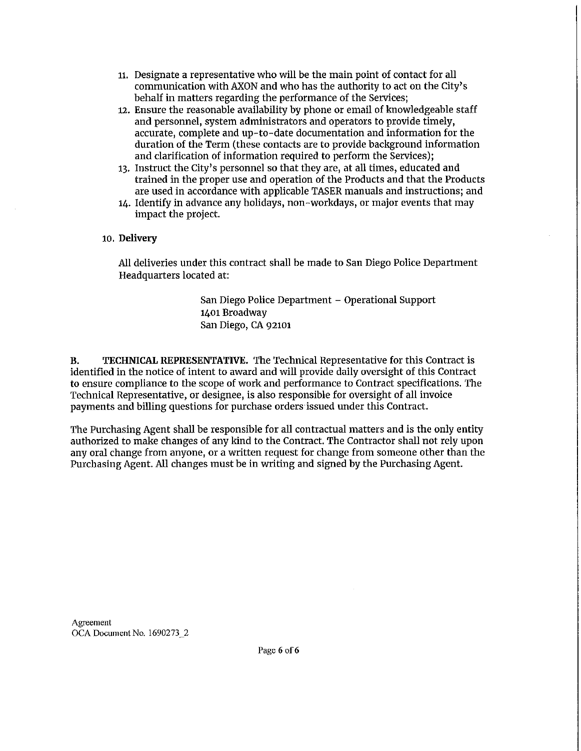11. Designate a representative who will be the main point of contact for all communication with AXON and who has the authority to act on the City's behalf in matters regarding the performance of the Services;
12. Ensure the reasonable availability by phone or email of knowledgeable staff and personnel, system administrators and operators to provide timely, accurate, complete and up-to-date documentation and information for the duration of the Term (these contacts are to provide background information and clarification of information required to perform the Services);
13. Instruct the City's personnel so that they are, at all times, educated and trained in the proper use and operation of the Products and that the Products are used in accordance with applicable TASER manuals and instructions; and
14. Identify in advance any holidays, non-workdays, or major events that may impact the project.

10. **Delivery**

All deliveries under this contract shall be made to San Diego Police Department Headquarters located at:

San Diego Police Department – Operational Support
1401 Broadway
San Diego, CA 92101

**B. TECHNICAL REPRESENTATIVE.** The Technical Representative for this Contract is identified in the notice of intent to award and will provide daily oversight of this Contract to ensure compliance to the scope of work and performance to Contract specifications. The Technical Representative, or designee, is also responsible for oversight of all invoice payments and billing questions for purchase orders issued under this Contract.

The Purchasing Agent shall be responsible for all contractual matters and is the only entity authorized to make changes of any kind to the Contract. The Contractor shall not rely upon any oral change from anyone, or a written request for change from someone other than the Purchasing Agent. All changes must be in writing and signed by the Purchasing Agent.

Agreement
OCA Document No. 1690273_2